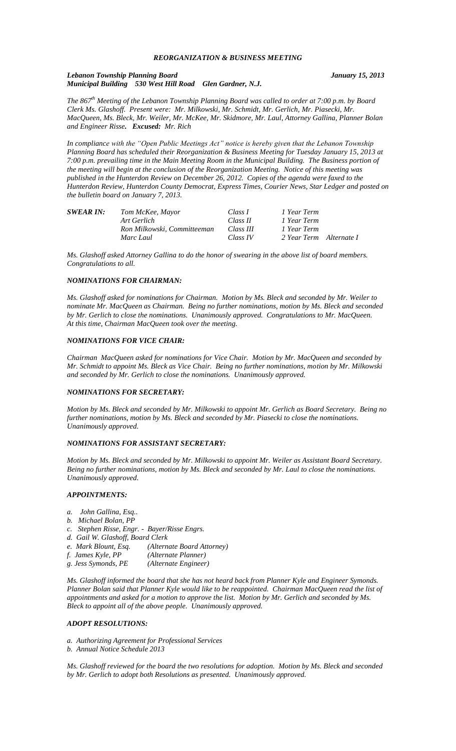# *REORGANIZATION & BUSINESS MEETING*

***Lebanon Township Planning Board*** ***January 15, 2013***
***Municipal Building 530 West Hill Road Glen Gardner, N.J.***

*The 867th Meeting of the Lebanon Township Planning Board was called to order at 7:00 p.m. by Board Clerk Ms. Glashoff. Present were: Mr. Milkowski, Mr. Schmidt, Mr. Gerlich, Mr. Piasecki, Mr. MacQueen, Ms. Bleck, Mr. Weiler, Mr. McKee, Mr. Skidmore, Mr. Laul, Attorney Gallina, Planner Bolan and Engineer Risse.* ***Excused:*** *Mr. Rich*

*In compliance with the "Open Public Meetings Act" notice is hereby given that the Lebanon Township Planning Board has scheduled their Reorganization & Business Meeting for Tuesday January 15, 2013 at 7:00 p.m. prevailing time in the Main Meeting Room in the Municipal Building. The Business portion of the meeting will begin at the conclusion of the Reorganization Meeting. Notice of this meeting was published in the Hunterdon Review on December 26, 2012. Copies of the agenda were faxed to the Hunterdon Review, Hunterdon County Democrat, Express Times, Courier News, Star Ledger and posted on the bulletin board on January 7, 2013.*

| ***SWEAR IN:*** | *Tom McKee, Mayor* | *Class I* | *1 Year Term* |
|---|---|---|---|
| | *Art Gerlich* | *Class II* | *1 Year Term* |
| | *Ron Milkowski, Committeeman* | *Class III* | *1 Year Term* |
| | *Marc Laul* | *Class IV* | *2 Year Term Alternate I* |

*Ms. Glashoff asked Attorney Gallina to do the honor of swearing in the above list of board members. Congratulations to all.*

## ***NOMINATIONS FOR CHAIRMAN:***

*Ms. Glashoff asked for nominations for Chairman. Motion by Ms. Bleck and seconded by Mr. Weiler to nominate Mr. MacQueen as Chairman. Being no further nominations, motion by Ms. Bleck and seconded by Mr. Gerlich to close the nominations. Unanimously approved. Congratulations to Mr. MacQueen. At this time, Chairman MacQueen took over the meeting.*

## ***NOMINATIONS FOR VICE CHAIR:***

*Chairman MacQueen asked for nominations for Vice Chair. Motion by Mr. MacQueen and seconded by Mr. Schmidt to appoint Ms. Bleck as Vice Chair. Being no further nominations, motion by Mr. Milkowski and seconded by Mr. Gerlich to close the nominations. Unanimously approved.*

## ***NOMINATIONS FOR SECRETARY:***

*Motion by Ms. Bleck and seconded by Mr. Milkowski to appoint Mr. Gerlich as Board Secretary. Being no further nominations, motion by Ms. Bleck and seconded by Mr. Piasecki to close the nominations. Unanimously approved.*

## ***NOMINATIONS FOR ASSISTANT SECRETARY:***

*Motion by Ms. Bleck and seconded by Mr. Milkowski to appoint Mr. Weiler as Assistant Board Secretary. Being no further nominations, motion by Ms. Bleck and seconded by Mr. Laul to close the nominations. Unanimously approved.*

## ***APPOINTMENTS:***

*a. John Gallina, Esq..*
*b. Michael Bolan, PP*
*c. Stephen Risse, Engr. - Bayer/Risse Engrs.*
*d. Gail W. Glashoff, Board Clerk*
*e. Mark Blount, Esq. (Alternate Board Attorney)*
*f. James Kyle, PP (Alternate Planner)*
*g. Jess Symonds, PE (Alternate Engineer)*

*Ms. Glashoff informed the board that she has not heard back from Planner Kyle and Engineer Symonds. Planner Bolan said that Planner Kyle would like to be reappointed. Chairman MacQueen read the list of appointments and asked for a motion to approve the list. Motion by Mr. Gerlich and seconded by Ms. Bleck to appoint all of the above people. Unanimously approved.*

## ***ADOPT RESOLUTIONS:***

*a. Authorizing Agreement for Professional Services*
*b. Annual Notice Schedule 2013*

*Ms. Glashoff reviewed for the board the two resolutions for adoption. Motion by Ms. Bleck and seconded by Mr. Gerlich to adopt both Resolutions as presented. Unanimously approved.*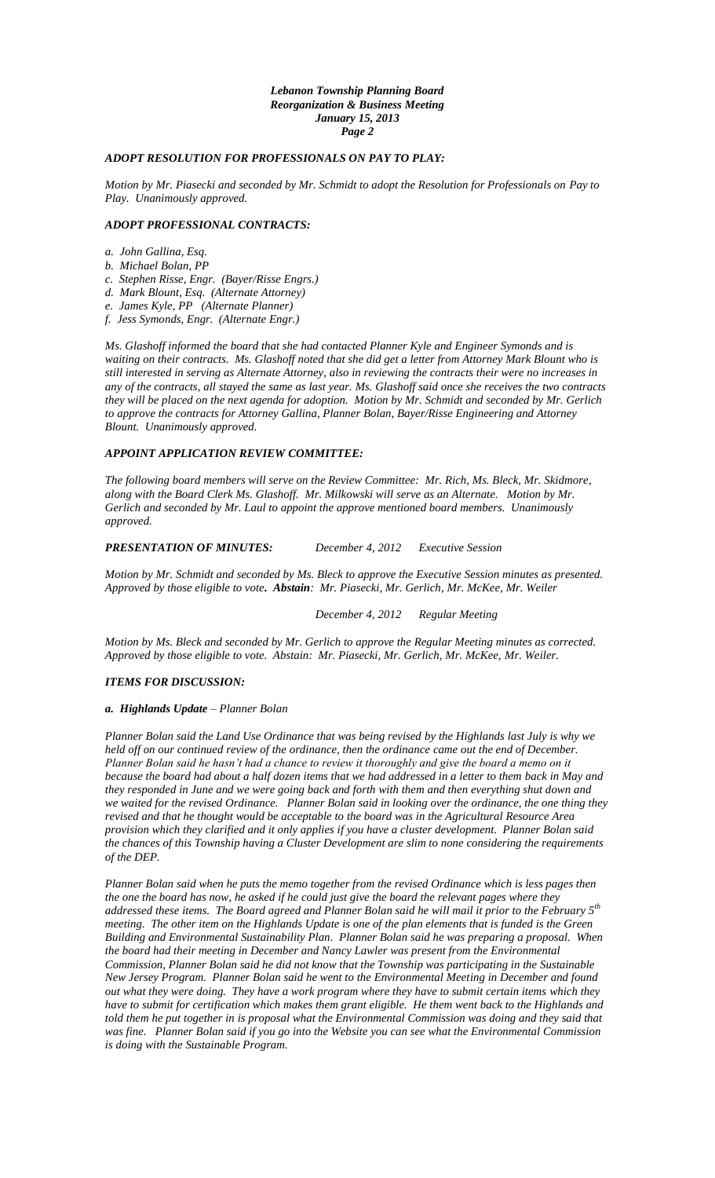### *ADOPT RESOLUTION FOR PROFESSIONALS ON PAY TO PLAY:*

*Motion by Mr. Piasecki and seconded by Mr. Schmidt to adopt the Resolution for Professionals on Pay to Play. Unanimously approved.*

### *ADOPT PROFESSIONAL CONTRACTS:*

*a. John Gallina, Esq.*
*b. Michael Bolan, PP*
*c. Stephen Risse, Engr. (Bayer/Risse Engrs.)*
*d. Mark Blount, Esq. (Alternate Attorney)*
*e. James Kyle, PP (Alternate Planner)*
*f. Jess Symonds, Engr. (Alternate Engr.)*

*Ms. Glashoff informed the board that she had contacted Planner Kyle and Engineer Symonds and is waiting on their contracts. Ms. Glashoff noted that she did get a letter from Attorney Mark Blount who is still interested in serving as Alternate Attorney, also in reviewing the contracts their were no increases in any of the contracts, all stayed the same as last year. Ms. Glashoff said once she receives the two contracts they will be placed on the next agenda for adoption. Motion by Mr. Schmidt and seconded by Mr. Gerlich to approve the contracts for Attorney Gallina, Planner Bolan, Bayer/Risse Engineering and Attorney Blount. Unanimously approved.*

### *APPOINT APPLICATION REVIEW COMMITTEE:*

*The following board members will serve on the Review Committee: Mr. Rich, Ms. Bleck, Mr. Skidmore, along with the Board Clerk Ms. Glashoff. Mr. Milkowski will serve as an Alternate. Motion by Mr. Gerlich and seconded by Mr. Laul to appoint the approve mentioned board members. Unanimously approved.*

***PRESENTATION OF MINUTES:*** *December 4, 2012 Executive Session*

*Motion by Mr. Schmidt and seconded by Ms. Bleck to approve the Executive Session minutes as presented. Approved by those eligible to vote. **Abstain**: Mr. Piasecki, Mr. Gerlich, Mr. McKee, Mr. Weiler*

*December 4, 2012 Regular Meeting*

*Motion by Ms. Bleck and seconded by Mr. Gerlich to approve the Regular Meeting minutes as corrected. Approved by those eligible to vote. Abstain: Mr. Piasecki, Mr. Gerlich, Mr. McKee, Mr. Weiler.*

### *ITEMS FOR DISCUSSION:*

***a. Highlands Update** – Planner Bolan*

*Planner Bolan said the Land Use Ordinance that was being revised by the Highlands last July is why we held off on our continued review of the ordinance, then the ordinance came out the end of December. Planner Bolan said he hasn't had a chance to review it thoroughly and give the board a memo on it because the board had about a half dozen items that we had addressed in a letter to them back in May and they responded in June and we were going back and forth with them and then everything shut down and we waited for the revised Ordinance. Planner Bolan said in looking over the ordinance, the one thing they revised and that he thought would be acceptable to the board was in the Agricultural Resource Area provision which they clarified and it only applies if you have a cluster development. Planner Bolan said the chances of this Township having a Cluster Development are slim to none considering the requirements of the DEP.*

*Planner Bolan said when he puts the memo together from the revised Ordinance which is less pages then the one the board has now, he asked if he could just give the board the relevant pages where they addressed these items. The Board agreed and Planner Bolan said he will mail it prior to the February 5th meeting. The other item on the Highlands Update is one of the plan elements that is funded is the Green Building and Environmental Sustainability Plan. Planner Bolan said he was preparing a proposal. When the board had their meeting in December and Nancy Lawler was present from the Environmental Commission, Planner Bolan said he did not know that the Township was participating in the Sustainable New Jersey Program. Planner Bolan said he went to the Environmental Meeting in December and found out what they were doing. They have a work program where they have to submit certain items which they have to submit for certification which makes them grant eligible. He them went back to the Highlands and told them he put together in is proposal what the Environmental Commission was doing and they said that was fine. Planner Bolan said if you go into the Website you can see what the Environmental Commission is doing with the Sustainable Program.*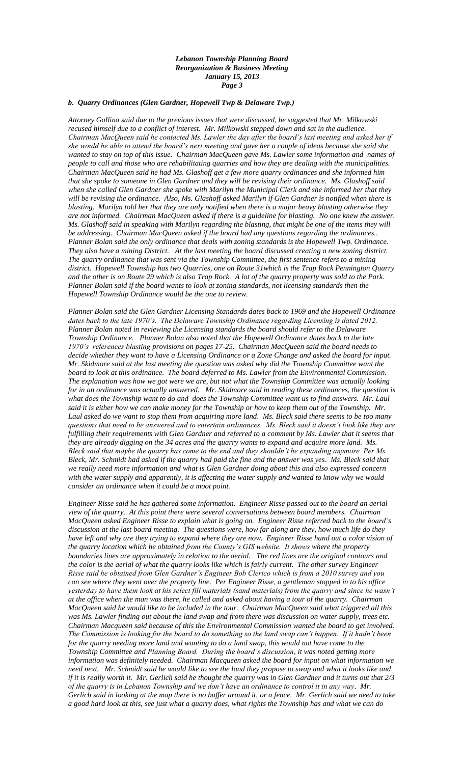### *b. Quarry Ordinances (Glen Gardner, Hopewell Twp & Delaware Twp.)*

*Attorney Gallina said due to the previous issues that were discussed, he suggested that Mr. Milkowski recused himself due to a conflict of interest. Mr. Milkowski stepped down and sat in the audience. Chairman MacQueen said he contacted Ms. Lawler the day after the board's last meeting and asked her if she would be able to attend the board's next meeting and gave her a couple of ideas because she said she wanted to stay on top of this issue. Chairman MacQueen gave Ms. Lawler some information and names of people to call and those who are rehabilitating quarries and how they are dealing with the municipalities. Chairman MacQueen said he had Ms. Glashoff get a few more quarry ordinances and she informed him that she spoke to someone in Glen Gardner and they will be revising their ordinance. Ms. Glashoff said when she called Glen Gardner she spoke with Marilyn the Municipal Clerk and she informed her that they will be revising the ordinance. Also, Ms. Glashoff asked Marilyn if Glen Gardner is notified when there is blasting. Marilyn told her that they are only notified when there is a major heavy blasting otherwise they are not informed. Chairman MacQueen asked if there is a guideline for blasting. No one knew the answer. Ms. Glashoff said in speaking with Marilyn regarding the blasting, that might be one of the items they will be addressing. Chairman MacQueen asked if the board had any questions regarding the ordinances.. Planner Bolan said the only ordinance that deals with zoning standards is the Hopewell Twp. Ordinance. They also have a mining District. At the last meeting the board discussed creating a new zoning district. The quarry ordinance that was sent via the Township Committee, the first sentence refers to a mining district. Hopewell Township has two Quarries, one on Route 31which is the Trap Rock Pennington Quarry and the other is on Route 29 which is also Trap Rock. A lot of the quarry property was sold to the Park. Planner Bolan said if the board wants to look at zoning standards, not licensing standards then the Hopewell Township Ordinance would be the one to review.*

*Planner Bolan said the Glen Gardner Licensing Standards dates back to 1969 and the Hopewell Ordinance dates back to the late 1970's. The Delaware Township Ordinance regarding Licensing is dated 2012. Planner Bolan noted in reviewing the Licensing standards the board should refer to the Delaware Township Ordinance. Planner Bolan also noted that the Hopewell Ordinance dates back to the late 1970's references blasting provisions on pages 17-25. Chairman MacQueen said the board needs to decide whether they want to have a Licensing Ordinance or a Zone Change and asked the board for input. Mr. Skidmore said at the last meeting the question was asked why did the Township Committee want the board to look at this ordinance. The board deferred to Ms. Lawler from the Environmental Commission. The explanation was how we got were we are, but not what the Township Committee was actually looking for in an ordinance was actually answered. Mr. Skidmore said in reading these ordinances, the question is what does the Township want to do and does the Township Committee want us to find answers. Mr. Laul said it is either how we can make money for the Township or how to keep them out of the Township. Mr. Laul asked do we want to stop them from acquiring more land. Ms. Bleck said there seems to be too many questions that need to be answered and to entertain ordinances. Ms. Bleck said it doesn't look like they are fulfilling their requirements with Glen Gardner and referred to a comment by Ms. Lawler that it seems that they are already digging on the 34 acres and the quarry wants to expand and acquire more land. Ms. Bleck said that maybe the quarry has come to the end and they shouldn't be expanding anymore. Per Ms. Bleck, Mr. Schmidt had asked if the quarry had paid the fine and the answer was yes. Ms. Bleck said that we really need more information and what is Glen Gardner doing about this and also expressed concern with the water supply and apparently, it is affecting the water supply and wanted to know why we would consider an ordinance when it could be a moot point.*

*Engineer Risse said he has gathered some information. Engineer Risse passed out to the board an aerial view of the quarry. At this point there were several conversations between board members. Chairman MacQueen asked Engineer Risse to explain what is going on. Engineer Risse referred back to the board's discussion at the last board meeting. The questions were, how far along are they, how much life do they have left and why are they trying to expand where they are now. Engineer Risse hand out a color vision of the quarry location which he obtained from the County's GIS website. It shows where the property boundaries lines are approximately in relation to the aerial. The red lines are the original contours and the color is the aerial of what the quarry looks like which is fairly current. The other survey Engineer Risse said he obtained from Glen Gardner's Engineer Bob Clerico which is from a 2010 survey and you can see where they went over the property line. Per Engineer Risse, a gentleman stopped in to his office yesterday to have them look at his select fill materials (sand materials) from the quarry and since he wasn't at the office when the man was there, he called and asked about having a tour of the quarry. Chairman MacQueen said he would like to be included in the tour. Chairman MacQueen said what triggered all this was Ms. Lawler finding out about the land swap and from there was discussion on water supply, trees etc. Chairman Macqueen said because of this the Environmental Commission wanted the board to get involved. The Commission is looking for the board to do something so the land swap can't happen. If it hadn't been for the quarry needing more land and wanting to do a land swap, this would not have come to the Township Committee and Planning Board. During the board's discussion, it was noted getting more information was definitely needed. Chairman Macqueen asked the board for input on what information we need next. Mr. Schmidt said he would like to see the land they propose to swap and what it looks like and if it is really worth it. Mr. Gerlich said he thought the quarry was in Glen Gardner and it turns out that 2/3 of the quarry is in Lebanon Township and we don't have an ordinance to control it in any way. Mr. Gerlich said in looking at the map there is no buffer around it, or a fence. Mr. Gerlich said we need to take a good hard look at this, see just what a quarry does, what rights the Township has and what we can do*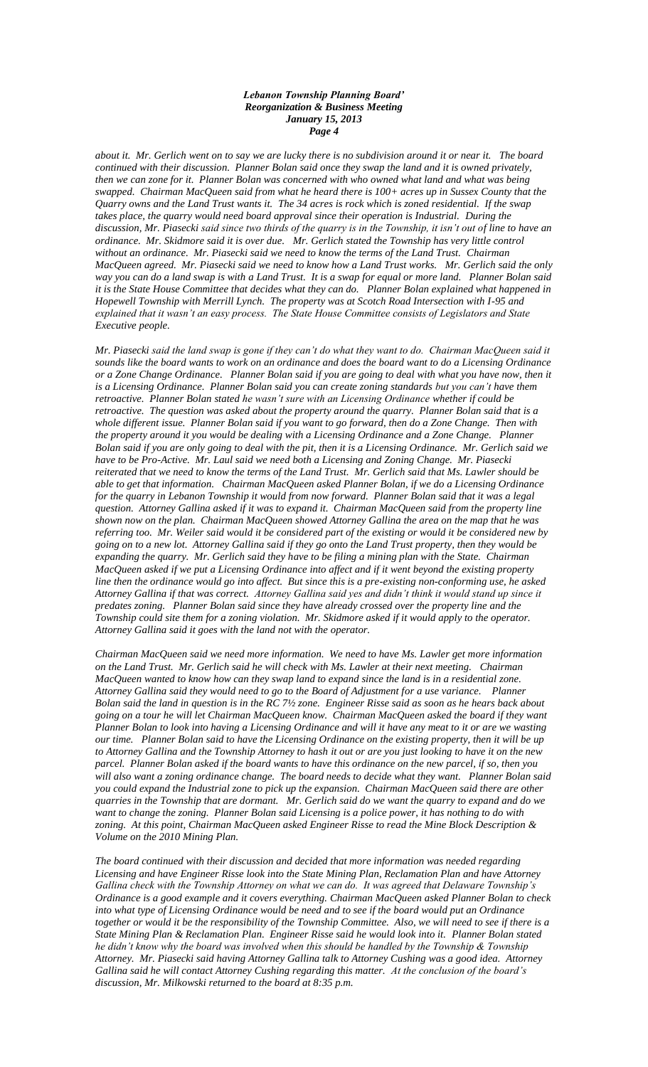*about it. Mr. Gerlich went on to say we are lucky there is no subdivision around it or near it. The board continued with their discussion. Planner Bolan said once they swap the land and it is owned privately, then we can zone for it. Planner Bolan was concerned with who owned what land and what was being swapped. Chairman MacQueen said from what he heard there is 100+ acres up in Sussex County that the Quarry owns and the Land Trust wants it. The 34 acres is rock which is zoned residential. If the swap takes place, the quarry would need board approval since their operation is Industrial. During the discussion, Mr. Piasecki said since two thirds of the quarry is in the Township, it isn't out of line to have an ordinance. Mr. Skidmore said it is over due. Mr. Gerlich stated the Township has very little control without an ordinance. Mr. Piasecki said we need to know the terms of the Land Trust. Chairman MacQueen agreed. Mr. Piasecki said we need to know how a Land Trust works. Mr. Gerlich said the only way you can do a land swap is with a Land Trust. It is a swap for equal or more land. Planner Bolan said it is the State House Committee that decides what they can do. Planner Bolan explained what happened in Hopewell Township with Merrill Lynch. The property was at Scotch Road Intersection with I-95 and explained that it wasn't an easy process. The State House Committee consists of Legislators and State Executive people.*

*Mr. Piasecki said the land swap is gone if they can't do what they want to do. Chairman MacQueen said it sounds like the board wants to work on an ordinance and does the board want to do a Licensing Ordinance or a Zone Change Ordinance. Planner Bolan said if you are going to deal with what you have now, then it is a Licensing Ordinance. Planner Bolan said you can create zoning standards but you can't have them retroactive. Planner Bolan stated he wasn't sure with an Licensing Ordinance whether if could be retroactive. The question was asked about the property around the quarry. Planner Bolan said that is a whole different issue. Planner Bolan said if you want to go forward, then do a Zone Change. Then with the property around it you would be dealing with a Licensing Ordinance and a Zone Change. Planner Bolan said if you are only going to deal with the pit, then it is a Licensing Ordinance. Mr. Gerlich said we have to be Pro-Active. Mr. Laul said we need both a Licensing and Zoning Change. Mr. Piasecki reiterated that we need to know the terms of the Land Trust. Mr. Gerlich said that Ms. Lawler should be able to get that information. Chairman MacQueen asked Planner Bolan, if we do a Licensing Ordinance for the quarry in Lebanon Township it would from now forward. Planner Bolan said that it was a legal question. Attorney Gallina asked if it was to expand it. Chairman MacQueen said from the property line shown now on the plan. Chairman MacQueen showed Attorney Gallina the area on the map that he was referring too. Mr. Weiler said would it be considered part of the existing or would it be considered new by going on to a new lot. Attorney Gallina said if they go onto the Land Trust property, then they would be expanding the quarry. Mr. Gerlich said they have to be filing a mining plan with the State. Chairman MacQueen asked if we put a Licensing Ordinance into affect and if it went beyond the existing property line then the ordinance would go into affect. But since this is a pre-existing non-conforming use, he asked Attorney Gallina if that was correct. Attorney Gallina said yes and didn't think it would stand up since it predates zoning. Planner Bolan said since they have already crossed over the property line and the Township could site them for a zoning violation. Mr. Skidmore asked if it would apply to the operator. Attorney Gallina said it goes with the land not with the operator.*

*Chairman MacQueen said we need more information. We need to have Ms. Lawler get more information on the Land Trust. Mr. Gerlich said he will check with Ms. Lawler at their next meeting. Chairman MacQueen wanted to know how can they swap land to expand since the land is in a residential zone. Attorney Gallina said they would need to go to the Board of Adjustment for a use variance. Planner Bolan said the land in question is in the RC 7½ zone. Engineer Risse said as soon as he hears back about going on a tour he will let Chairman MacQueen know. Chairman MacQueen asked the board if they want Planner Bolan to look into having a Licensing Ordinance and will it have any meat to it or are we wasting our time. Planner Bolan said to have the Licensing Ordinance on the existing property, then it will be up to Attorney Gallina and the Township Attorney to hash it out or are you just looking to have it on the new parcel. Planner Bolan asked if the board wants to have this ordinance on the new parcel, if so, then you will also want a zoning ordinance change. The board needs to decide what they want. Planner Bolan said you could expand the Industrial zone to pick up the expansion. Chairman MacQueen said there are other quarries in the Township that are dormant. Mr. Gerlich said do we want the quarry to expand and do we want to change the zoning. Planner Bolan said Licensing is a police power, it has nothing to do with zoning. At this point, Chairman MacQueen asked Engineer Risse to read the Mine Block Description & Volume on the 2010 Mining Plan.*

*The board continued with their discussion and decided that more information was needed regarding Licensing and have Engineer Risse look into the State Mining Plan, Reclamation Plan and have Attorney Gallina check with the Township Attorney on what we can do. It was agreed that Delaware Township's Ordinance is a good example and it covers everything. Chairman MacQueen asked Planner Bolan to check into what type of Licensing Ordinance would be need and to see if the board would put an Ordinance together or would it be the responsibility of the Township Committee. Also, we will need to see if there is a State Mining Plan & Reclamation Plan. Engineer Risse said he would look into it. Planner Bolan stated he didn't know why the board was involved when this should be handled by the Township & Township Attorney. Mr. Piasecki said having Attorney Gallina talk to Attorney Cushing was a good idea. Attorney Gallina said he will contact Attorney Cushing regarding this matter. At the conclusion of the board's discussion, Mr. Milkowski returned to the board at 8:35 p.m.*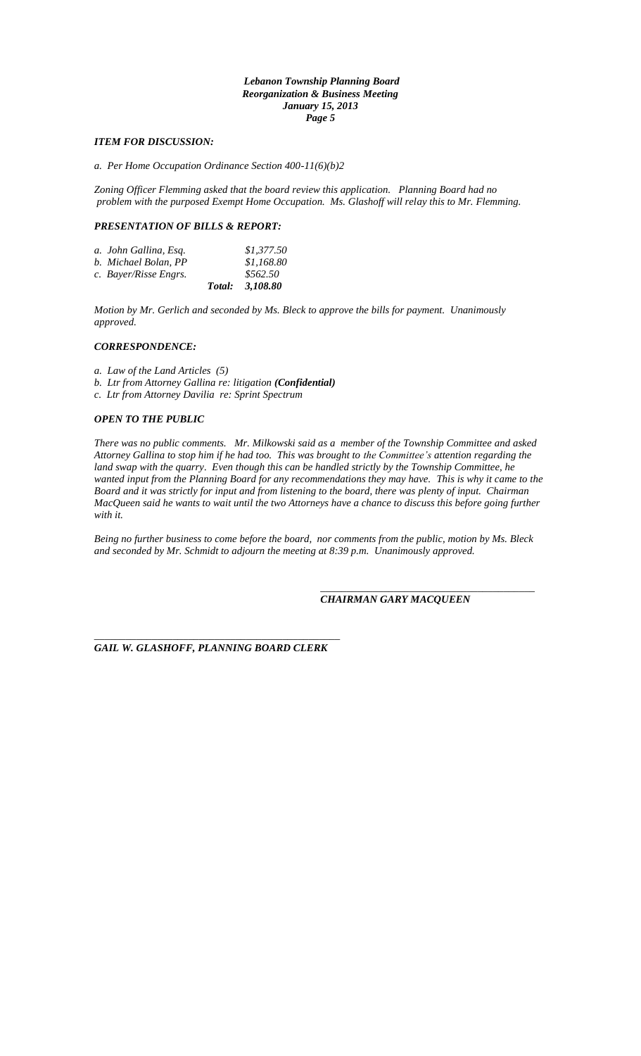***ITEM FOR DISCUSSION:***

*a. Per Home Occupation Ordinance Section 400-11(6)(b)2*

*Zoning Officer Flemming asked that the board review this application. Planning Board had no problem with the purposed Exempt Home Occupation. Ms. Glashoff will relay this to Mr. Flemming.*

***PRESENTATION OF BILLS & REPORT:***

| | | |
|---|---|---|
| *a. John Gallina, Esq.* | | *$1,377.50* |
| *b. Michael Bolan, PP* | | *$1,168.80* |
| *c. Bayer/Risse Engrs.* | | *$562.50* |
| | ***Total:*** | ***3,108.80*** |

*Motion by Mr. Gerlich and seconded by Ms. Bleck to approve the bills for payment. Unanimously approved.*

***CORRESPONDENCE:***

*a. Law of the Land Articles (5)*
*b. Ltr from Attorney Gallina re: litigation **(Confidential)***
*c. Ltr from Attorney Davilia re: Sprint Spectrum*

***OPEN TO THE PUBLIC***

*There was no public comments. Mr. Milkowski said as a member of the Township Committee and asked Attorney Gallina to stop him if he had too. This was brought to the Committee's attention regarding the land swap with the quarry. Even though this can be handled strictly by the Township Committee, he wanted input from the Planning Board for any recommendations they may have. This is why it came to the Board and it was strictly for input and from listening to the board, there was plenty of input. Chairman MacQueen said he wants to wait until the two Attorneys have a chance to discuss this before going further with it.*

*Being no further business to come before the board, nor comments from the public, motion by Ms. Bleck and seconded by Mr. Schmidt to adjourn the meeting at 8:39 p.m. Unanimously approved.*

\_\_\_\_\_\_\_\_\_\_\_\_\_\_\_\_\_\_\_\_\_\_\_\_\_\_\_\_\_\_\_\_\_\_\_\_\_\_\_\_
***CHAIRMAN GARY MACQUEEN***

\_\_\_\_\_\_\_\_\_\_\_\_\_\_\_\_\_\_\_\_\_\_\_\_\_\_\_\_\_\_\_\_\_\_\_\_\_\_\_\_\_\_\_\_\_
***GAIL W. GLASHOFF, PLANNING BOARD CLERK***